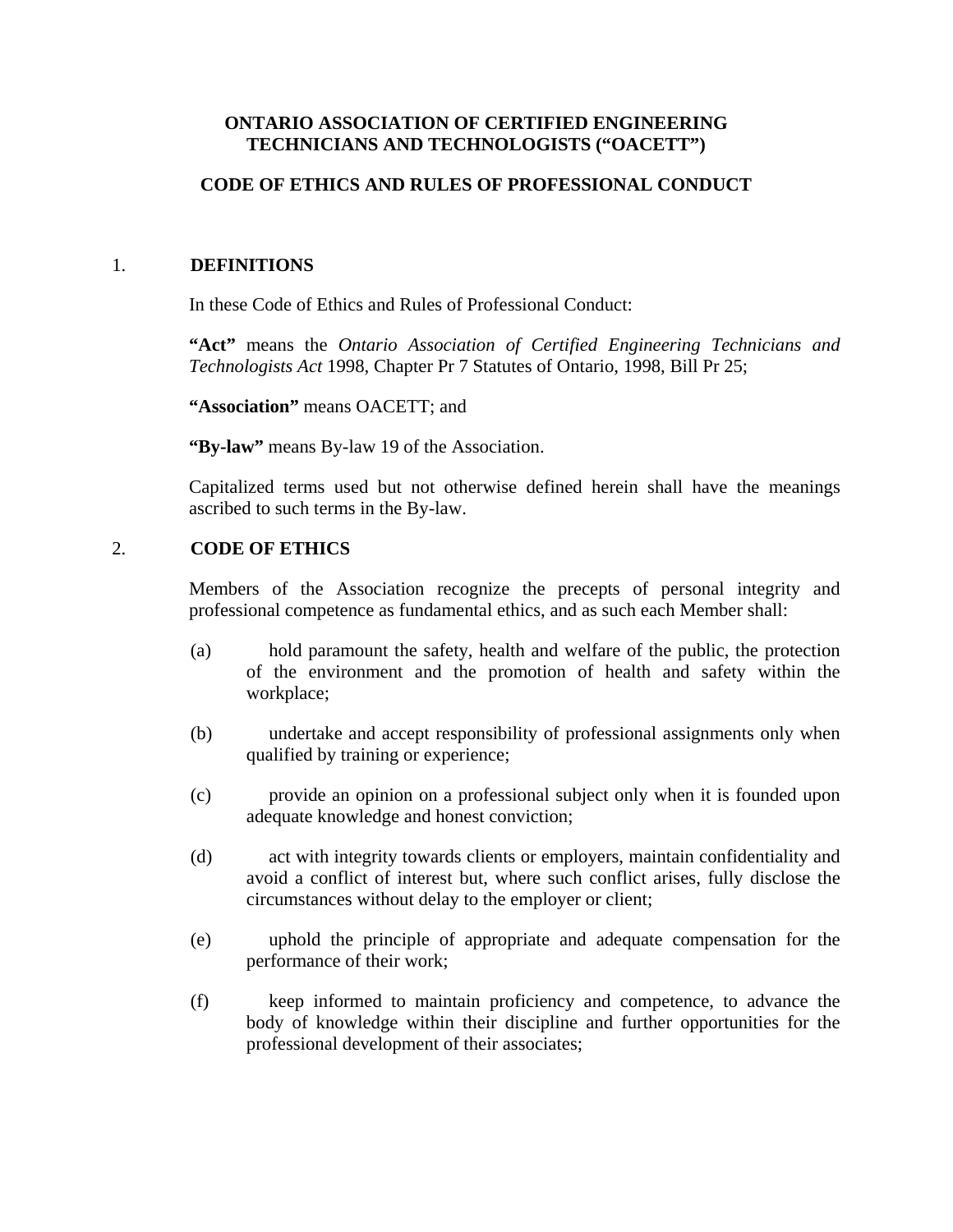# ONTARIO ASSOCIATION OF CERTIFIED ENGINEERING TECHNICIANS AND TECHNOLOGISTS ("OACETT")

## CODE OF ETHICS AND RULES OF PROFESSIONAL CONDUCT

## 1. DEFINITIONS

In these Code of Ethics and Rules of Professional Conduct:

**"Act"** means the *Ontario Association of Certified Engineering Technicians and Technologists Act* 1998, Chapter Pr 7 Statutes of Ontario, 1998, Bill Pr 25;

**"Association"** means OACETT; and

**"By-law"** means By-law 19 of the Association.

Capitalized terms used but not otherwise defined herein shall have the meanings ascribed to such terms in the By-law.

## 2. CODE OF ETHICS

Members of the Association recognize the precepts of personal integrity and professional competence as fundamental ethics, and as such each Member shall:

(a) hold paramount the safety, health and welfare of the public, the protection of the environment and the promotion of health and safety within the workplace;

(b) undertake and accept responsibility of professional assignments only when qualified by training or experience;

(c) provide an opinion on a professional subject only when it is founded upon adequate knowledge and honest conviction;

(d) act with integrity towards clients or employers, maintain confidentiality and avoid a conflict of interest but, where such conflict arises, fully disclose the circumstances without delay to the employer or client;

(e) uphold the principle of appropriate and adequate compensation for the performance of their work;

(f) keep informed to maintain proficiency and competence, to advance the body of knowledge within their discipline and further opportunities for the professional development of their associates;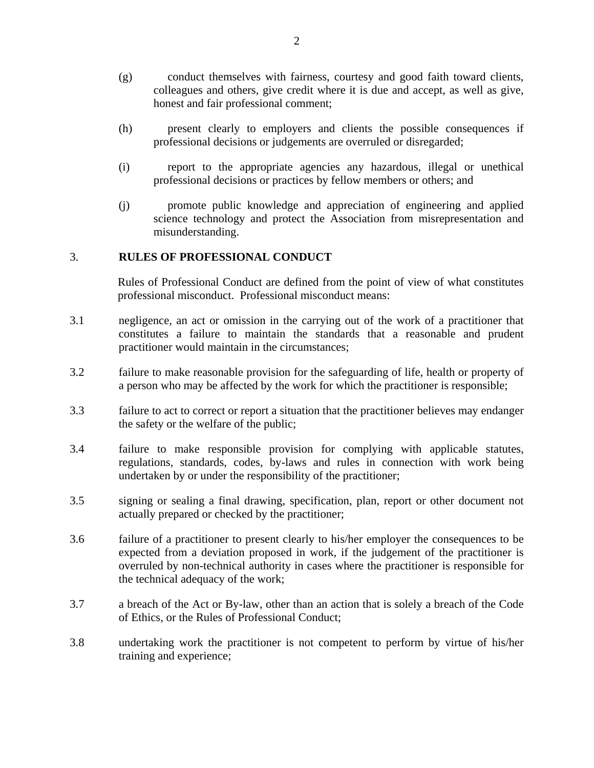(g) conduct themselves with fairness, courtesy and good faith toward clients, colleagues and others, give credit where it is due and accept, as well as give, honest and fair professional comment;

(h) present clearly to employers and clients the possible consequences if professional decisions or judgements are overruled or disregarded;

(i) report to the appropriate agencies any hazardous, illegal or unethical professional decisions or practices by fellow members or others; and

(j) promote public knowledge and appreciation of engineering and applied science technology and protect the Association from misrepresentation and misunderstanding.

## 3. RULES OF PROFESSIONAL CONDUCT

Rules of Professional Conduct are defined from the point of view of what constitutes professional misconduct. Professional misconduct means:

3.1 negligence, an act or omission in the carrying out of the work of a practitioner that constitutes a failure to maintain the standards that a reasonable and prudent practitioner would maintain in the circumstances;

3.2 failure to make reasonable provision for the safeguarding of life, health or property of a person who may be affected by the work for which the practitioner is responsible;

3.3 failure to act to correct or report a situation that the practitioner believes may endanger the safety or the welfare of the public;

3.4 failure to make responsible provision for complying with applicable statutes, regulations, standards, codes, by-laws and rules in connection with work being undertaken by or under the responsibility of the practitioner;

3.5 signing or sealing a final drawing, specification, plan, report or other document not actually prepared or checked by the practitioner;

3.6 failure of a practitioner to present clearly to his/her employer the consequences to be expected from a deviation proposed in work, if the judgement of the practitioner is overruled by non-technical authority in cases where the practitioner is responsible for the technical adequacy of the work;

3.7 a breach of the Act or By-law, other than an action that is solely a breach of the Code of Ethics, or the Rules of Professional Conduct;

3.8 undertaking work the practitioner is not competent to perform by virtue of his/her training and experience;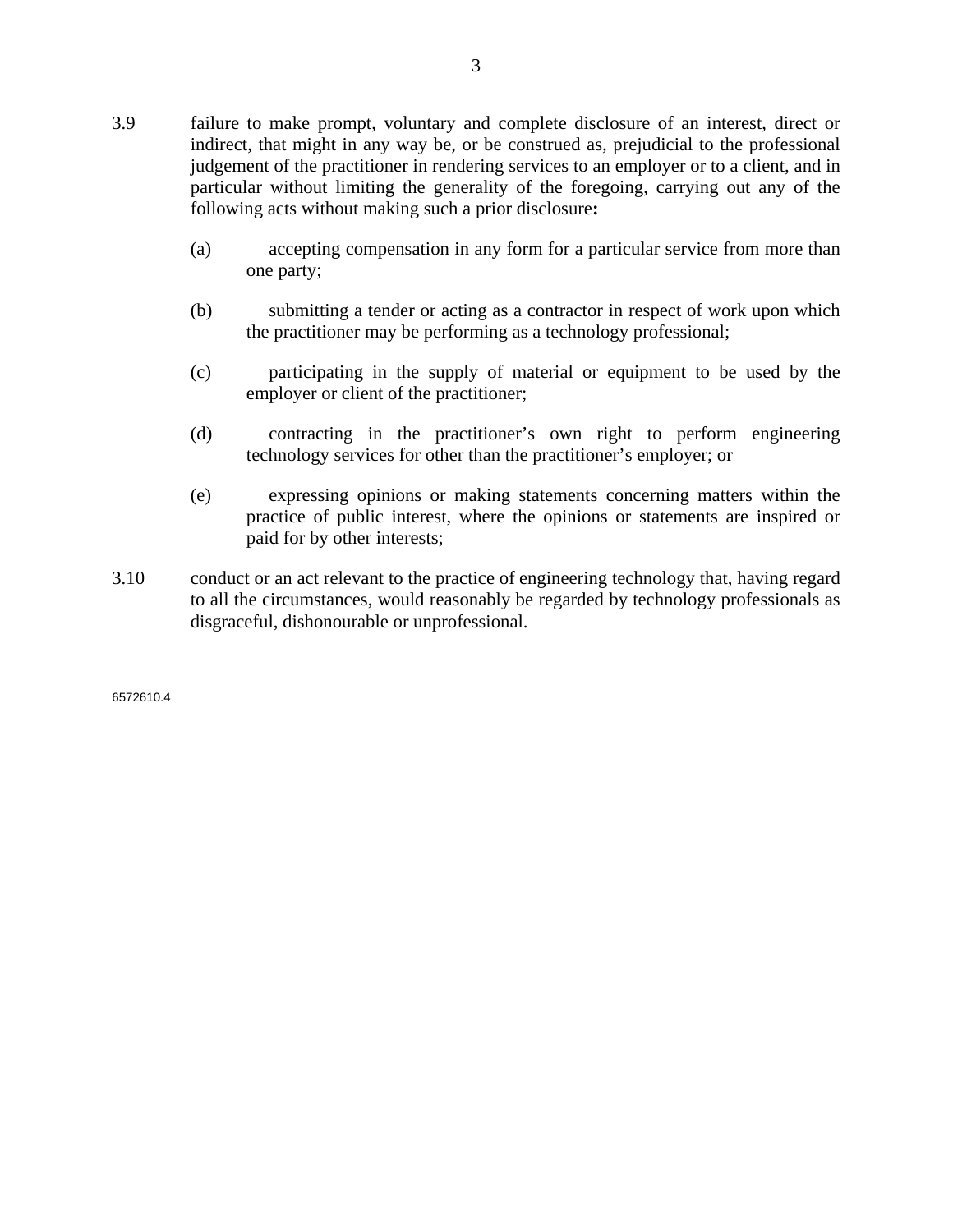3.9 failure to make prompt, voluntary and complete disclosure of an interest, direct or indirect, that might in any way be, or be construed as, prejudicial to the professional judgement of the practitioner in rendering services to an employer or to a client, and in particular without limiting the generality of the foregoing, carrying out any of the following acts without making such a prior disclosure**:**

(a) accepting compensation in any form for a particular service from more than one party;

(b) submitting a tender or acting as a contractor in respect of work upon which the practitioner may be performing as a technology professional;

(c) participating in the supply of material or equipment to be used by the employer or client of the practitioner;

(d) contracting in the practitioner's own right to perform engineering technology services for other than the practitioner's employer; or

(e) expressing opinions or making statements concerning matters within the practice of public interest, where the opinions or statements are inspired or paid for by other interests;

3.10 conduct or an act relevant to the practice of engineering technology that, having regard to all the circumstances, would reasonably be regarded by technology professionals as disgraceful, dishonourable or unprofessional.

6572610.4